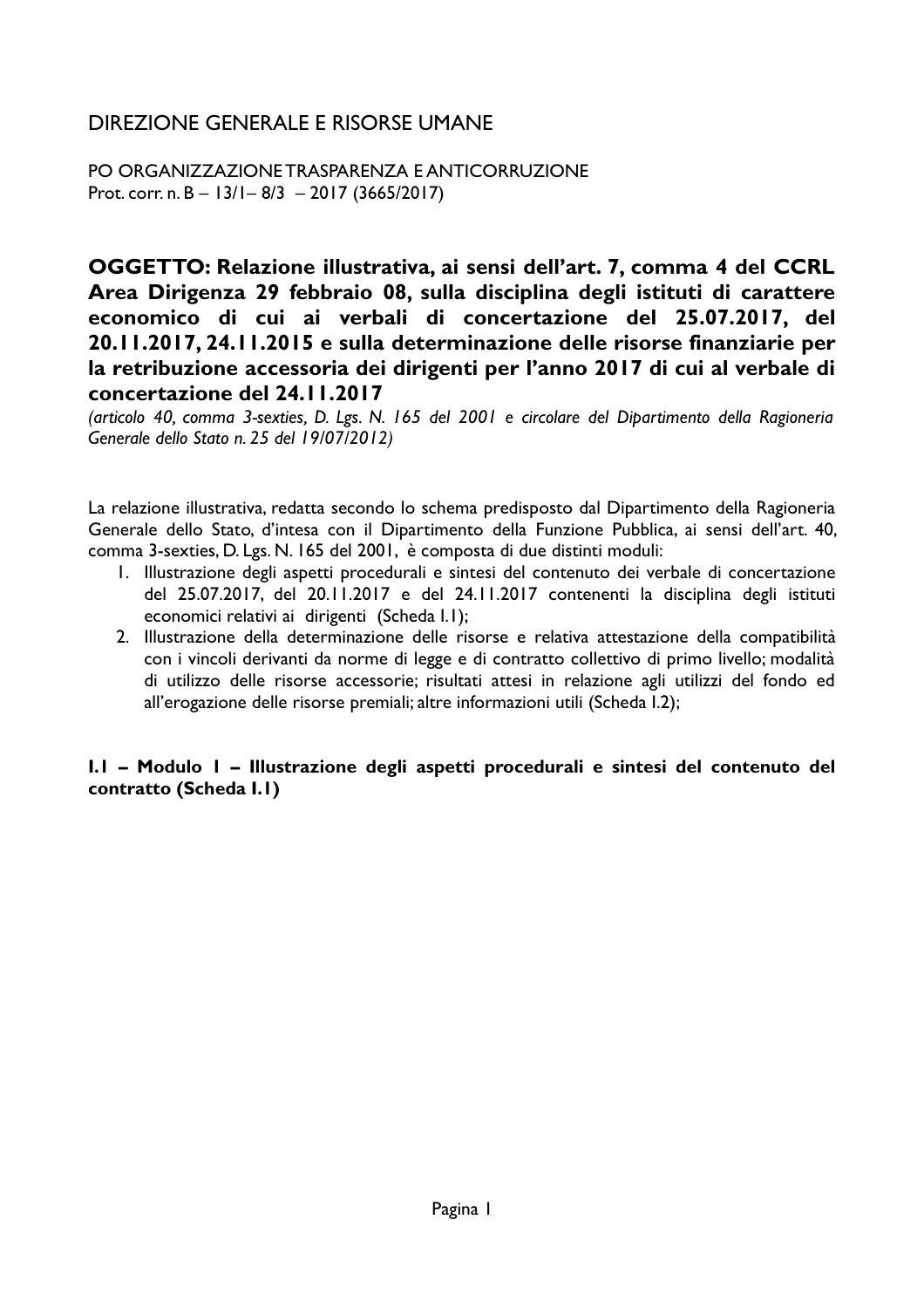DIREZIONE GENERALE E RISORSE UMANE

PO ORGANIZZAZIONE TRASPARENZA E ANTICORRUZIONE
Prot. corr. n. B – 13/1– 8/3 – 2017 (3665/2017)

**OGGETTO: Relazione illustrativa, ai sensi dell'art. 7, comma 4 del CCRL Area Dirigenza 29 febbraio 08, sulla disciplina degli istituti di carattere economico di cui ai verbali di concertazione del 25.07.2017, del 20.11.2017, 24.11.2015 e sulla determinazione delle risorse finanziarie per la retribuzione accessoria dei dirigenti per l'anno 2017 di cui al verbale di concertazione del 24.11.2017**

*(articolo 40, comma 3-sexties, D. Lgs. N. 165 del 2001 e circolare del Dipartimento della Ragioneria Generale dello Stato n. 25 del 19/07/2012)*

La relazione illustrativa, redatta secondo lo schema predisposto dal Dipartimento della Ragioneria Generale dello Stato, d'intesa con il Dipartimento della Funzione Pubblica, ai sensi dell'art. 40, comma 3-sexties, D. Lgs. N. 165 del 2001, è composta di due distinti moduli:

1. Illustrazione degli aspetti procedurali e sintesi del contenuto dei verbale di concertazione del 25.07.2017, del 20.11.2017 e del 24.11.2017 contenenti la disciplina degli istituti economici relativi ai dirigenti (Scheda I.1);
2. Illustrazione della determinazione delle risorse e relativa attestazione della compatibilità con i vincoli derivanti da norme di legge e di contratto collettivo di primo livello; modalità di utilizzo delle risorse accessorie; risultati attesi in relazione agli utilizzi del fondo ed all'erogazione delle risorse premiali; altre informazioni utili (Scheda I.2);

**I.1 – Modulo 1 – Illustrazione degli aspetti procedurali e sintesi del contenuto del contratto (Scheda I.1)**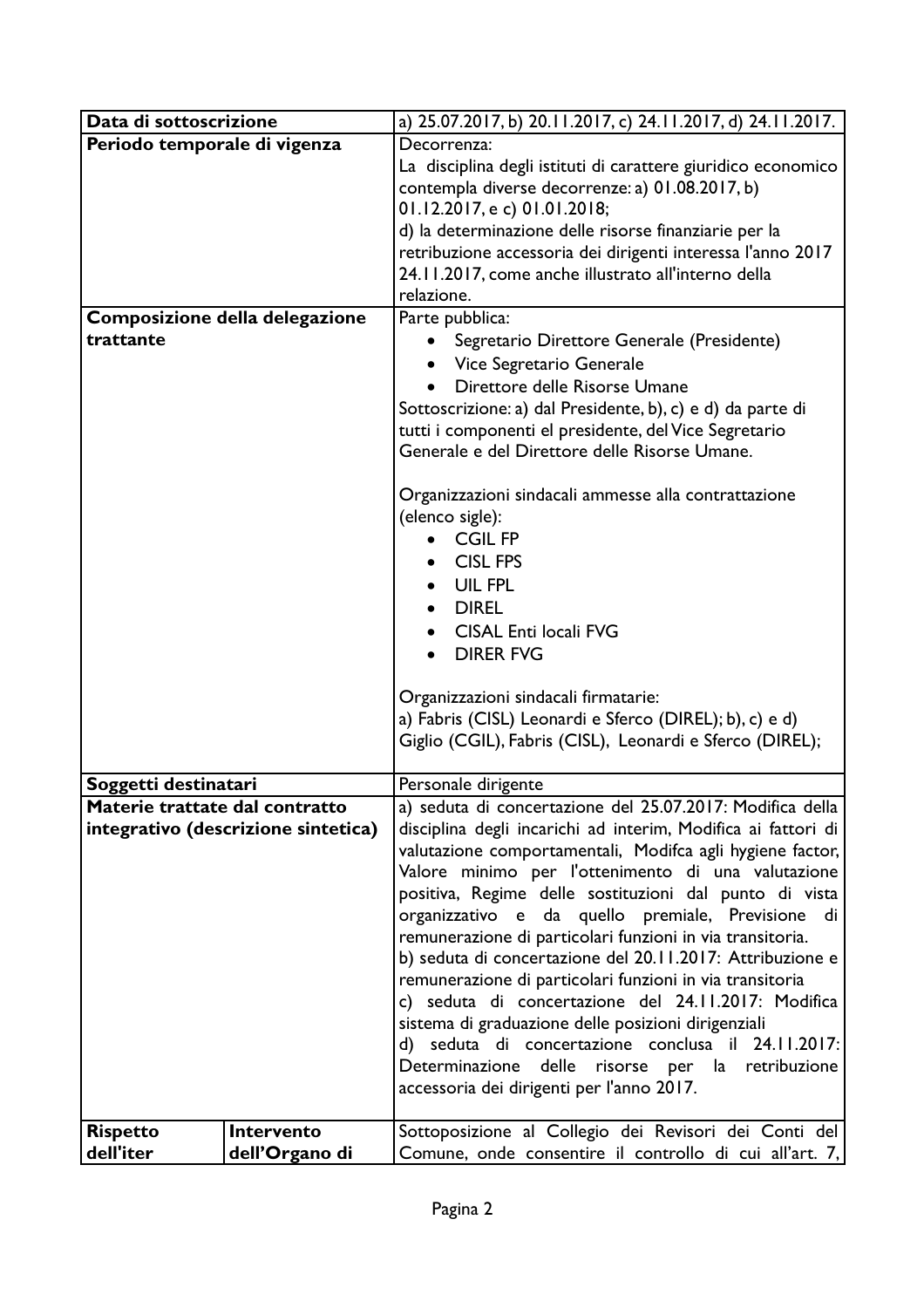| | | |
|---|---|---|
| **Data di sottoscrizione** | | a) 25.07.2017, b) 20.11.2017, c) 24.11.2017, d) 24.11.2017. |
| **Periodo temporale di vigenza** | | Decorrenza:<br>La disciplina degli istituti di carattere giuridico economico contempla diverse decorrenze: a) 01.08.2017, b) 01.12.2017, e c) 01.01.2018;<br>d) la determinazione delle risorse finanziarie per la retribuzione accessoria dei dirigenti interessa l'anno 2017 24.11.2017, come anche illustrato all'interno della relazione. |
| **Composizione della delegazione trattante** | | Parte pubblica:<br>• Segretario Direttore Generale (Presidente)<br>• Vice Segretario Generale<br>• Direttore delle Risorse Umane<br>Sottoscrizione: a) dal Presidente, b), c) e d) da parte di tutti i componenti el presidente, del Vice Segretario Generale e del Direttore delle Risorse Umane.<br><br>Organizzazioni sindacali ammesse alla contrattazione (elenco sigle):<br>• CGIL FP<br>• CISL FPS<br>• UIL FPL<br>• DIREL<br>• CISAL Enti locali FVG<br>• DIRER FVG<br><br>Organizzazioni sindacali firmatarie:<br>a) Fabris (CISL) Leonardi e Sferco (DIREL); b), c) e d) Giglio (CGIL), Fabris (CISL), Leonardi e Sferco (DIREL); |
| **Soggetti destinatari** | | Personale dirigente |
| **Materie trattate dal contratto integrativo (descrizione sintetica)** | | a) seduta di concertazione del 25.07.2017: Modifica della disciplina degli incarichi ad interim, Modifica ai fattori di valutazione comportamentali, Modifca agli hygiene factor, Valore minimo per l'ottenimento di una valutazione positiva, Regime delle sostituzioni dal punto di vista organizzativo e da quello premiale, Previsione di remunerazione di particolari funzioni in via transitoria.<br>b) seduta di concertazione del 20.11.2017: Attribuzione e remunerazione di particolari funzioni in via transitoria<br>c) seduta di concertazione del 24.11.2017: Modifica sistema di graduazione delle posizioni dirigenziali<br>d) seduta di concertazione conclusa il 24.11.2017: Determinazione delle risorse per la retribuzione accessoria dei dirigenti per l'anno 2017. |
| **Rispetto dell'iter** | **Intervento dell'Organo di** | Sottoposizione al Collegio dei Revisori dei Conti del Comune, onde consentire il controllo di cui all'art. 7, |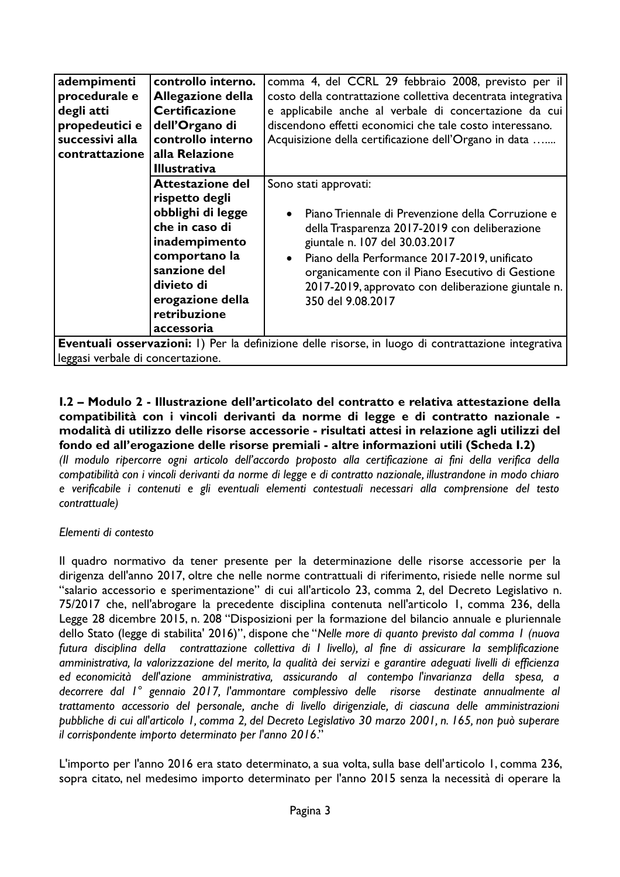| | | |
|---|---|---|
| **adempimenti procedurale e degli atti propedeutici e successivi alla contrattazione** | **controllo interno. Allegazione della Certificazione dell'Organo di controllo interno alla Relazione Illustrativa** | comma 4, del CCRL 29 febbraio 2008, previsto per il costo della contrattazione collettiva decentrata integrativa e applicabile anche al verbale di concertazione da cui discendono effetti economici che tale costo interessano. Acquisizione della certificazione dell'Organo in data ….... |
| | **Attestazione del rispetto degli obblighi di legge che in caso di inadempimento comportano la sanzione del divieto di erogazione della retribuzione accessoria** | Sono stati approvati: <br> • Piano Triennale di Prevenzione della Corruzione e della Trasparenza 2017-2019 con deliberazione giuntale n. 107 del 30.03.2017 <br> • Piano della Performance 2017-2019, unificato organicamente con il Piano Esecutivo di Gestione 2017-2019, approvato con deliberazione giuntale n. 350 del 9.08.2017 |
| **Eventuali osservazioni:** 1) Per la definizione delle risorse, in luogo di contrattazione integrativa leggasi verbale di concertazione. | | |

### I.2 – Modulo 2 - Illustrazione dell'articolato del contratto e relativa attestazione della compatibilità con i vincoli derivanti da norme di legge e di contratto nazionale - modalità di utilizzo delle risorse accessorie - risultati attesi in relazione agli utilizzi del fondo ed all'erogazione delle risorse premiali - altre informazioni utili (Scheda I.2)

*(Il modulo ripercorre ogni articolo dell'accordo proposto alla certificazione ai fini della verifica della compatibilità con i vincoli derivanti da norme di legge e di contratto nazionale, illustrandone in modo chiaro e verificabile i contenuti e gli eventuali elementi contestuali necessari alla comprensione del testo contrattuale)*

*Elementi di contesto*

Il quadro normativo da tener presente per la determinazione delle risorse accessorie per la dirigenza dell'anno 2017, oltre che nelle norme contrattuali di riferimento, risiede nelle norme sul "salario accessorio e sperimentazione" di cui all'articolo 23, comma 2, del Decreto Legislativo n. 75/2017 che, nell'abrogare la precedente disciplina contenuta nell'articolo 1, comma 236, della Legge 28 dicembre 2015, n. 208 "Disposizioni per la formazione del bilancio annuale e pluriennale dello Stato (legge di stabilita' 2016)", dispone che "*Nelle more di quanto previsto dal comma 1 (nuova futura disciplina della contrattazione collettiva di I livello), al fine di assicurare la semplificazione amministrativa, la valorizzazione del merito, la qualità dei servizi e garantire adeguati livelli di efficienza ed economicità dell'azione amministrativa, assicurando al contempo l'invarianza della spesa, a decorrere dal 1° gennaio 2017, l'ammontare complessivo delle risorse destinate annualmente al trattamento accessorio del personale, anche di livello dirigenziale, di ciascuna delle amministrazioni pubbliche di cui all'articolo 1, comma 2, del Decreto Legislativo 30 marzo 2001, n. 165, non può superare il corrispondente importo determinato per l'anno 2016*."

L'importo per l'anno 2016 era stato determinato, a sua volta, sulla base dell'articolo 1, comma 236, sopra citato, nel medesimo importo determinato per l'anno 2015 senza la necessità di operare la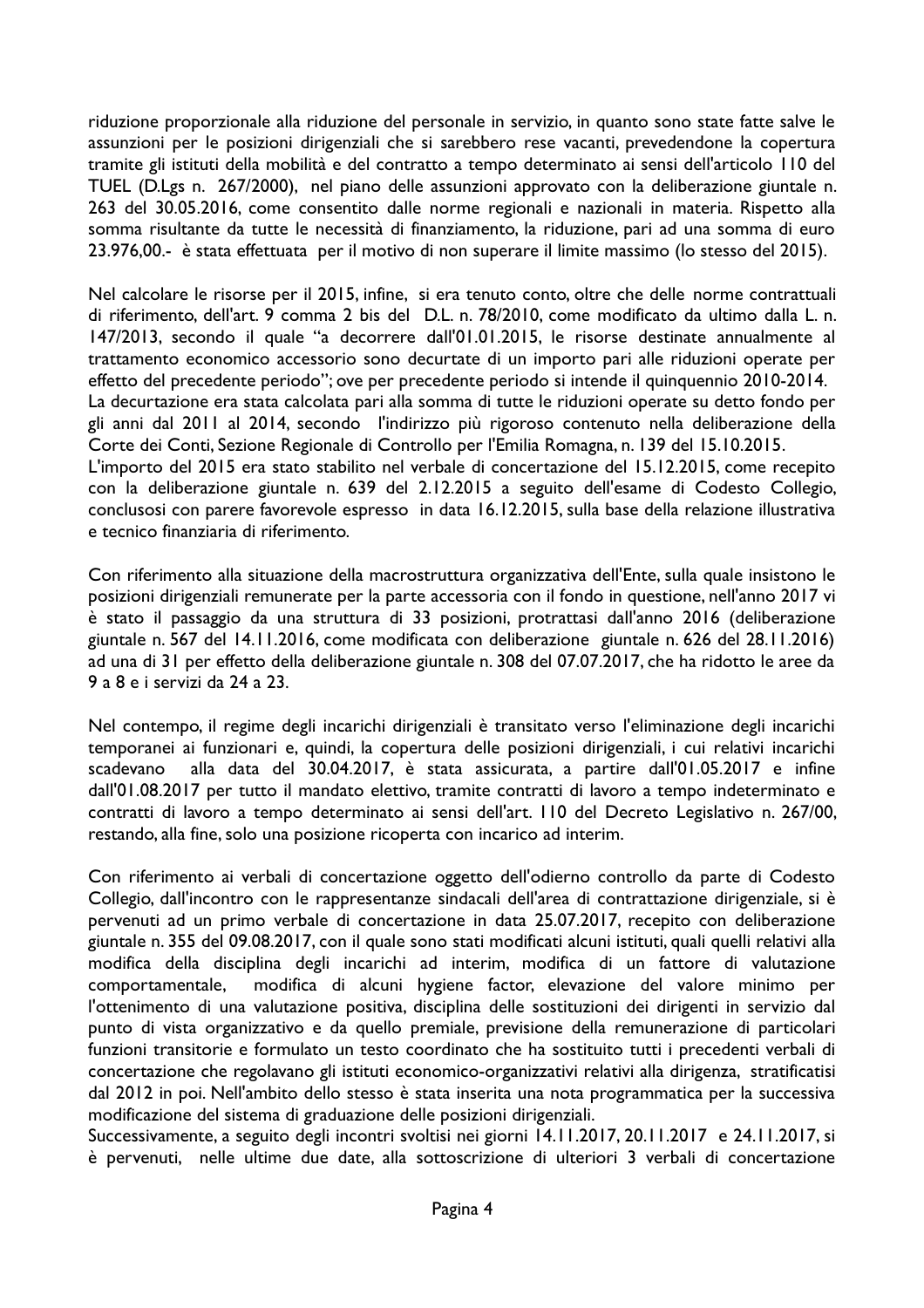riduzione proporzionale alla riduzione del personale in servizio, in quanto sono state fatte salve le assunzioni per le posizioni dirigenziali che si sarebbero rese vacanti, prevedendone la copertura tramite gli istituti della mobilità e del contratto a tempo determinato ai sensi dell'articolo 110 del TUEL (D.Lgs n. 267/2000), nel piano delle assunzioni approvato con la deliberazione giuntale n. 263 del 30.05.2016, come consentito dalle norme regionali e nazionali in materia. Rispetto alla somma risultante da tutte le necessità di finanziamento, la riduzione, pari ad una somma di euro 23.976,00.- è stata effettuata per il motivo di non superare il limite massimo (lo stesso del 2015).

Nel calcolare le risorse per il 2015, infine, si era tenuto conto, oltre che delle norme contrattuali di riferimento, dell'art. 9 comma 2 bis del D.L. n. 78/2010, come modificato da ultimo dalla L. n. 147/2013, secondo il quale "a decorrere dall'01.01.2015, le risorse destinate annualmente al trattamento economico accessorio sono decurtate di un importo pari alle riduzioni operate per effetto del precedente periodo"; ove per precedente periodo si intende il quinquennio 2010-2014.
La decurtazione era stata calcolata pari alla somma di tutte le riduzioni operate su detto fondo per gli anni dal 2011 al 2014, secondo l'indirizzo più rigoroso contenuto nella deliberazione della Corte dei Conti, Sezione Regionale di Controllo per l'Emilia Romagna, n. 139 del 15.10.2015.
L'importo del 2015 era stato stabilito nel verbale di concertazione del 15.12.2015, come recepito con la deliberazione giuntale n. 639 del 2.12.2015 a seguito dell'esame di Codesto Collegio, conclusosi con parere favorevole espresso in data 16.12.2015, sulla base della relazione illustrativa e tecnico finanziaria di riferimento.

Con riferimento alla situazione della macrostruttura organizzativa dell'Ente, sulla quale insistono le posizioni dirigenziali remunerate per la parte accessoria con il fondo in questione, nell'anno 2017 vi è stato il passaggio da una struttura di 33 posizioni, protrattasi dall'anno 2016 (deliberazione giuntale n. 567 del 14.11.2016, come modificata con deliberazione giuntale n. 626 del 28.11.2016) ad una di 31 per effetto della deliberazione giuntale n. 308 del 07.07.2017, che ha ridotto le aree da 9 a 8 e i servizi da 24 a 23.

Nel contempo, il regime degli incarichi dirigenziali è transitato verso l'eliminazione degli incarichi temporanei ai funzionari e, quindi, la copertura delle posizioni dirigenziali, i cui relativi incarichi scadevano alla data del 30.04.2017, è stata assicurata, a partire dall'01.05.2017 e infine dall'01.08.2017 per tutto il mandato elettivo, tramite contratti di lavoro a tempo indeterminato e contratti di lavoro a tempo determinato ai sensi dell'art. 110 del Decreto Legislativo n. 267/00, restando, alla fine, solo una posizione ricoperta con incarico ad interim.

Con riferimento ai verbali di concertazione oggetto dell'odierno controllo da parte di Codesto Collegio, dall'incontro con le rappresentanze sindacali dell'area di contrattazione dirigenziale, si è pervenuti ad un primo verbale di concertazione in data 25.07.2017, recepito con deliberazione giuntale n. 355 del 09.08.2017, con il quale sono stati modificati alcuni istituti, quali quelli relativi alla modifica della disciplina degli incarichi ad interim, modifica di un fattore di valutazione comportamentale, modifica di alcuni hygiene factor, elevazione del valore minimo per l'ottenimento di una valutazione positiva, disciplina delle sostituzioni dei dirigenti in servizio dal punto di vista organizzativo e da quello premiale, previsione della remunerazione di particolari funzioni transitorie e formulato un testo coordinato che ha sostituito tutti i precedenti verbali di concertazione che regolavano gli istituti economico-organizzativi relativi alla dirigenza, stratificatisi dal 2012 in poi. Nell'ambito dello stesso è stata inserita una nota programmatica per la successiva modificazione del sistema di graduazione delle posizioni dirigenziali.
Successivamente, a seguito degli incontri svoltisi nei giorni 14.11.2017, 20.11.2017 e 24.11.2017, si è pervenuti, nelle ultime due date, alla sottoscrizione di ulteriori 3 verbali di concertazione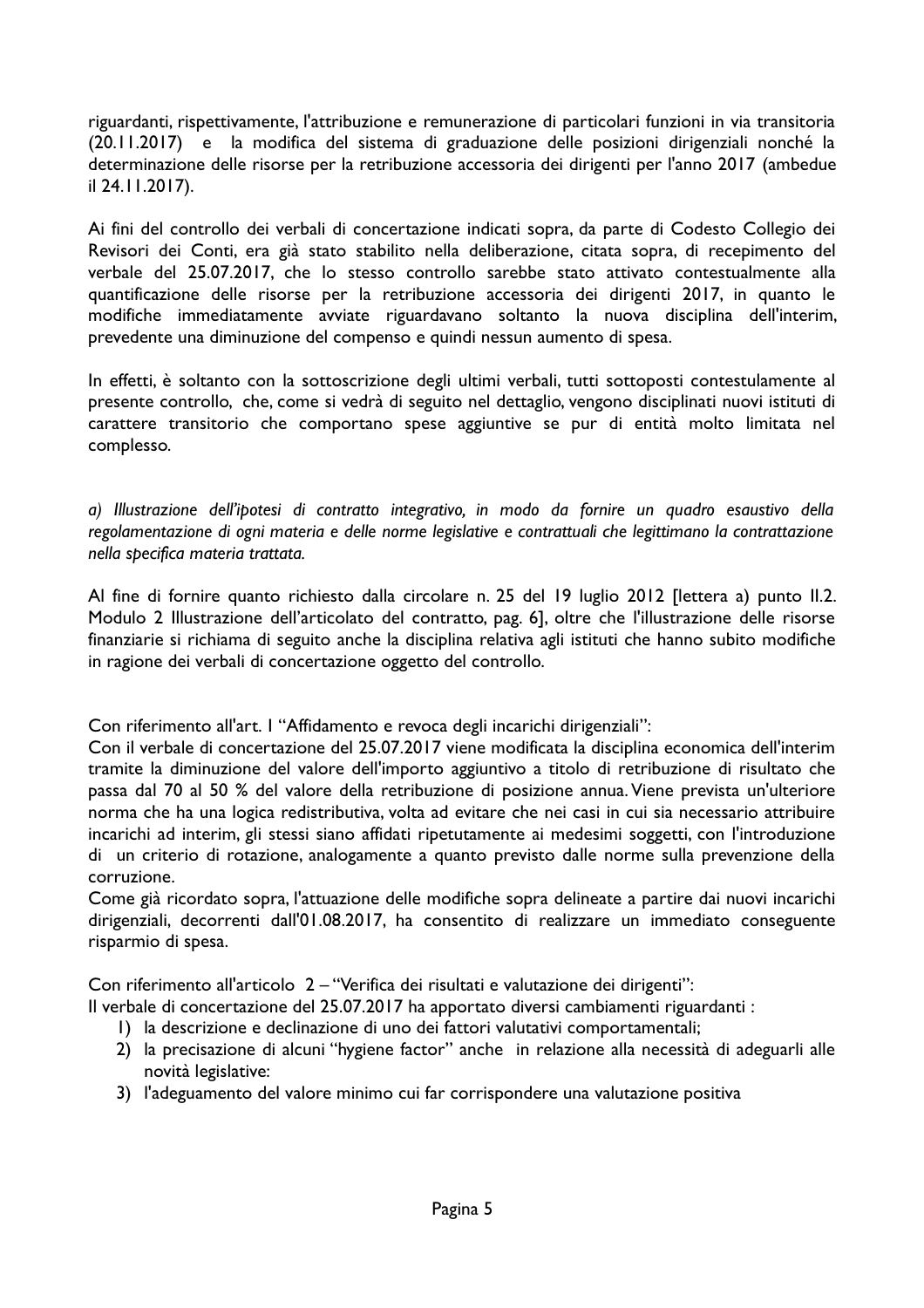riguardanti, rispettivamente, l'attribuzione e remunerazione di particolari funzioni in via transitoria (20.11.2017) e la modifica del sistema di graduazione delle posizioni dirigenziali nonché la determinazione delle risorse per la retribuzione accessoria dei dirigenti per l'anno 2017 (ambedue il 24.11.2017).

Ai fini del controllo dei verbali di concertazione indicati sopra, da parte di Codesto Collegio dei Revisori dei Conti, era già stato stabilito nella deliberazione, citata sopra, di recepimento del verbale del 25.07.2017, che lo stesso controllo sarebbe stato attivato contestualmente alla quantificazione delle risorse per la retribuzione accessoria dei dirigenti 2017, in quanto le modifiche immediatamente avviate riguardavano soltanto la nuova disciplina dell'interim, prevedente una diminuzione del compenso e quindi nessun aumento di spesa.

In effetti, è soltanto con la sottoscrizione degli ultimi verbali, tutti sottoposti contestulamente al presente controllo, che, come si vedrà di seguito nel dettaglio, vengono disciplinati nuovi istituti di carattere transitorio che comportano spese aggiuntive se pur di entità molto limitata nel complesso.

*a) Illustrazione dell'ipotesi di contratto integrativo, in modo da fornire un quadro esaustivo della regolamentazione di ogni materia e delle norme legislative e contrattuali che legittimano la contrattazione nella specifica materia trattata.*

Al fine di fornire quanto richiesto dalla circolare n. 25 del 19 luglio 2012 [lettera a) punto II.2. Modulo 2 Illustrazione dell'articolato del contratto, pag. 6], oltre che l'illustrazione delle risorse finanziarie si richiama di seguito anche la disciplina relativa agli istituti che hanno subito modifiche in ragione dei verbali di concertazione oggetto del controllo.

Con riferimento all'art. 1 "Affidamento e revoca degli incarichi dirigenziali":
Con il verbale di concertazione del 25.07.2017 viene modificata la disciplina economica dell'interim tramite la diminuzione del valore dell'importo aggiuntivo a titolo di retribuzione di risultato che passa dal 70 al 50 % del valore della retribuzione di posizione annua. Viene prevista un'ulteriore norma che ha una logica redistributiva, volta ad evitare che nei casi in cui sia necessario attribuire incarichi ad interim, gli stessi siano affidati ripetutamente ai medesimi soggetti, con l'introduzione di un criterio di rotazione, analogamente a quanto previsto dalle norme sulla prevenzione della corruzione.
Come già ricordato sopra, l'attuazione delle modifiche sopra delineate a partire dai nuovi incarichi dirigenziali, decorrenti dall'01.08.2017, ha consentito di realizzare un immediato conseguente risparmio di spesa.

Con riferimento all'articolo 2 – "Verifica dei risultati e valutazione dei dirigenti":
Il verbale di concertazione del 25.07.2017 ha apportato diversi cambiamenti riguardanti :

1) la descrizione e declinazione di uno dei fattori valutativi comportamentali;
2) la precisazione di alcuni "hygiene factor" anche in relazione alla necessità di adeguarli alle novità legislative:
3) l'adeguamento del valore minimo cui far corrispondere una valutazione positiva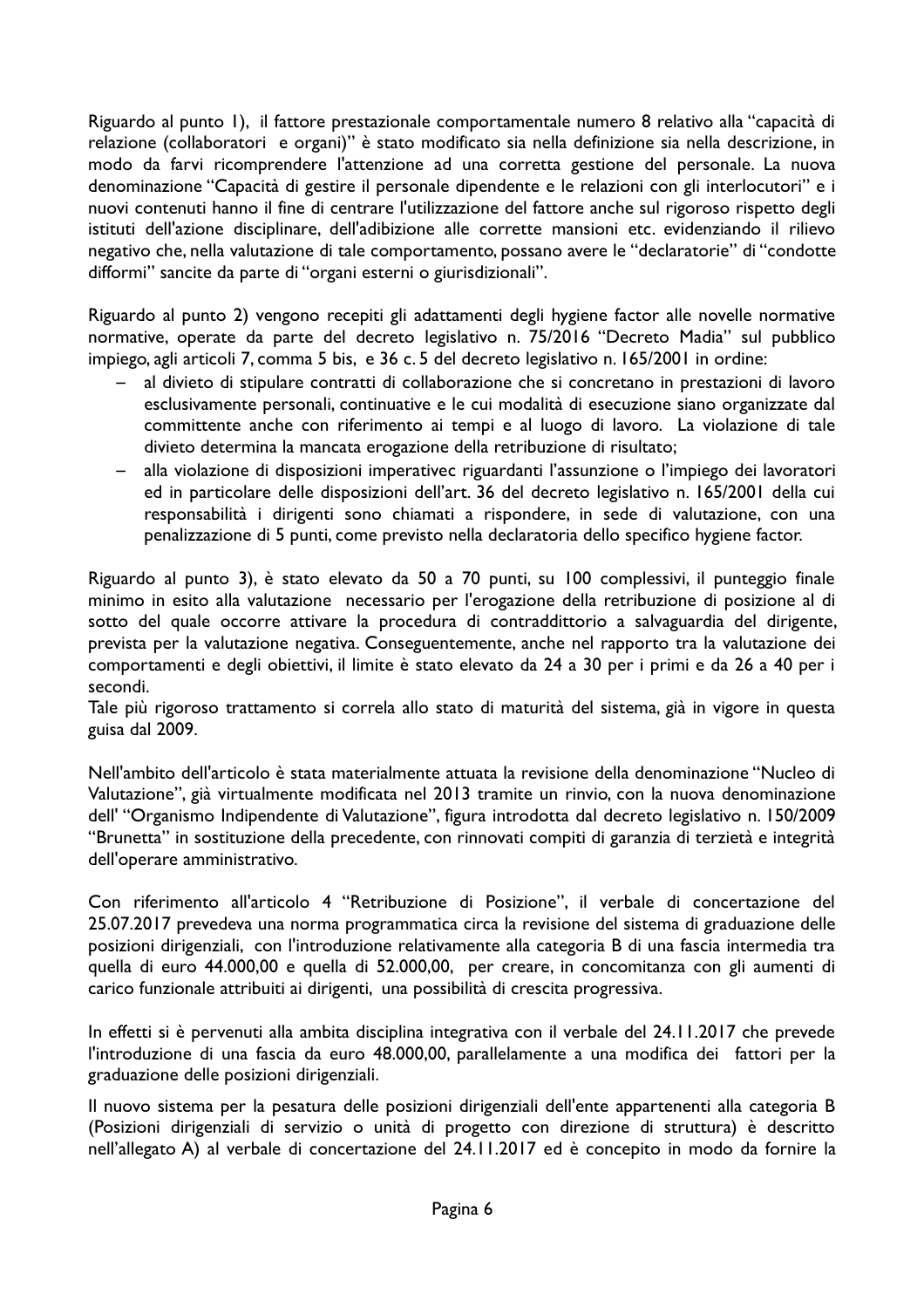Riguardo al punto 1), il fattore prestazionale comportamentale numero 8 relativo alla "capacità di relazione (collaboratori e organi)" è stato modificato sia nella definizione sia nella descrizione, in modo da farvi ricomprendere l'attenzione ad una corretta gestione del personale. La nuova denominazione "Capacità di gestire il personale dipendente e le relazioni con gli interlocutori" e i nuovi contenuti hanno il fine di centrare l'utilizzazione del fattore anche sul rigoroso rispetto degli istituti dell'azione disciplinare, dell'adibizione alle corrette mansioni etc. evidenziando il rilievo negativo che, nella valutazione di tale comportamento, possano avere le "declaratorie" di "condotte difformi" sancite da parte di "organi esterni o giurisdizionali".

Riguardo al punto 2) vengono recepiti gli adattamenti degli hygiene factor alle novelle normative normative, operate da parte del decreto legislativo n. 75/2016 "Decreto Madia" sul pubblico impiego, agli articoli 7, comma 5 bis, e 36 c. 5 del decreto legislativo n. 165/2001 in ordine:

- al divieto di stipulare contratti di collaborazione che si concretano in prestazioni di lavoro esclusivamente personali, continuative e le cui modalità di esecuzione siano organizzate dal committente anche con riferimento ai tempi e al luogo di lavoro. La violazione di tale divieto determina la mancata erogazione della retribuzione di risultato;
- alla violazione di disposizioni imperativec riguardanti l'assunzione o l'impiego dei lavoratori ed in particolare delle disposizioni dell'art. 36 del decreto legislativo n. 165/2001 della cui responsabilità i dirigenti sono chiamati a rispondere, in sede di valutazione, con una penalizzazione di 5 punti, come previsto nella declaratoria dello specifico hygiene factor.

Riguardo al punto 3), è stato elevato da 50 a 70 punti, su 100 complessivi, il punteggio finale minimo in esito alla valutazione necessario per l'erogazione della retribuzione di posizione al di sotto del quale occorre attivare la procedura di contraddittorio a salvaguardia del dirigente, prevista per la valutazione negativa. Conseguentemente, anche nel rapporto tra la valutazione dei comportamenti e degli obiettivi, il limite è stato elevato da 24 a 30 per i primi e da 26 a 40 per i secondi.
Tale più rigoroso trattamento si correla allo stato di maturità del sistema, già in vigore in questa guisa dal 2009.

Nell'ambito dell'articolo è stata materialmente attuata la revisione della denominazione "Nucleo di Valutazione", già virtualmente modificata nel 2013 tramite un rinvio, con la nuova denominazione dell' "Organismo Indipendente di Valutazione", figura introdotta dal decreto legislativo n. 150/2009 "Brunetta" in sostituzione della precedente, con rinnovati compiti di garanzia di terzietà e integrità dell'operare amministrativo.

Con riferimento all'articolo 4 "Retribuzione di Posizione", il verbale di concertazione del 25.07.2017 prevedeva una norma programmatica circa la revisione del sistema di graduazione delle posizioni dirigenziali, con l'introduzione relativamente alla categoria B di una fascia intermedia tra quella di euro 44.000,00 e quella di 52.000,00, per creare, in concomitanza con gli aumenti di carico funzionale attribuiti ai dirigenti, una possibilità di crescita progressiva.

In effetti si è pervenuti alla ambita disciplina integrativa con il verbale del 24.11.2017 che prevede l'introduzione di una fascia da euro 48.000,00, parallelamente a una modifica dei fattori per la graduazione delle posizioni dirigenziali.

Il nuovo sistema per la pesatura delle posizioni dirigenziali dell'ente appartenenti alla categoria B (Posizioni dirigenziali di servizio o unità di progetto con direzione di struttura) è descritto nell'allegato A) al verbale di concertazione del 24.11.2017 ed è concepito in modo da fornire la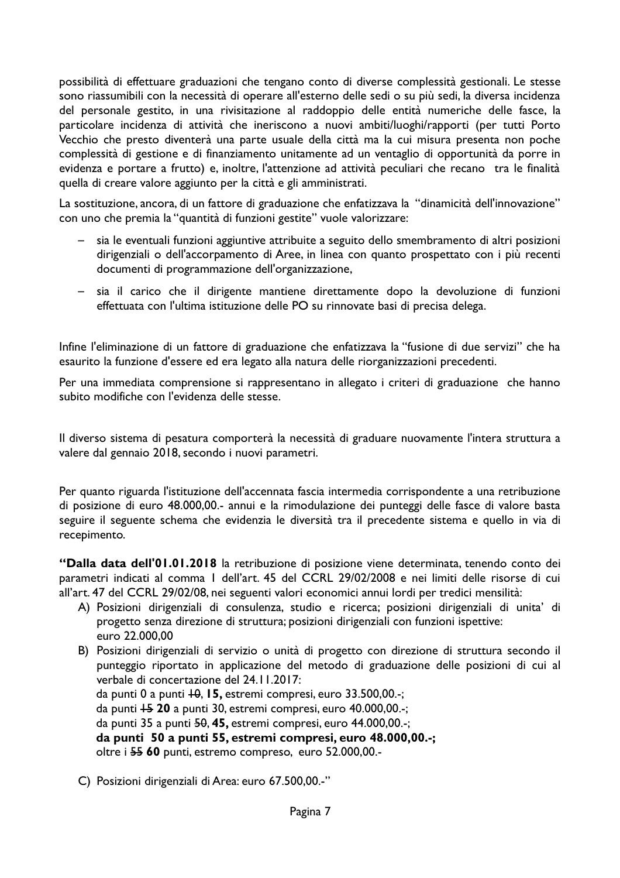possibilità di effettuare graduazioni che tengano conto di diverse complessità gestionali. Le stesse sono riassumibili con la necessità di operare all'esterno delle sedi o su più sedi, la diversa incidenza del personale gestito, in una rivisitazione al raddoppio delle entità numeriche delle fasce, la particolare incidenza di attività che ineriscono a nuovi ambiti/luoghi/rapporti (per tutti Porto Vecchio che presto diventerà una parte usuale della città ma la cui misura presenta non poche complessità di gestione e di finanziamento unitamente ad un ventaglio di opportunità da porre in evidenza e portare a frutto) e, inoltre, l'attenzione ad attività peculiari che recano tra le finalità quella di creare valore aggiunto per la città e gli amministrati.

La sostituzione, ancora, di un fattore di graduazione che enfatizzava la "dinamicità dell'innovazione" con uno che premia la "quantità di funzioni gestite" vuole valorizzare:

- sia le eventuali funzioni aggiuntive attribuite a seguito dello smembramento di altri posizioni dirigenziali o dell'accorpamento di Aree, in linea con quanto prospettato con i più recenti documenti di programmazione dell'organizzazione,
- sia il carico che il dirigente mantiene direttamente dopo la devoluzione di funzioni effettuata con l'ultima istituzione delle PO su rinnovate basi di precisa delega.

Infine l'eliminazione di un fattore di graduazione che enfatizzava la "fusione di due servizi" che ha esaurito la funzione d'essere ed era legato alla natura delle riorganizzazioni precedenti.

Per una immediata comprensione si rappresentano in allegato i criteri di graduazione che hanno subito modifiche con l'evidenza delle stesse.

Il diverso sistema di pesatura comporterà la necessità di graduare nuovamente l'intera struttura a valere dal gennaio 2018, secondo i nuovi parametri.

Per quanto riguarda l'istituzione dell'accennata fascia intermedia corrispondente a una retribuzione di posizione di euro 48.000,00.- annui e la rimodulazione dei punteggi delle fasce di valore basta seguire il seguente schema che evidenzia le diversità tra il precedente sistema e quello in via di recepimento.

**"Dalla data dell'01.01.2018** la retribuzione di posizione viene determinata, tenendo conto dei parametri indicati al comma 1 dell'art. 45 del CCRL 29/02/2008 e nei limiti delle risorse di cui all'art. 47 del CCRL 29/02/08, nei seguenti valori economici annui lordi per tredici mensilità:

A) Posizioni dirigenziali di consulenza, studio e ricerca; posizioni dirigenziali di unita' di progetto senza direzione di struttura; posizioni dirigenziali con funzioni ispettive: euro 22.000,00

B) Posizioni dirigenziali di servizio o unità di progetto con direzione di struttura secondo il punteggio riportato in applicazione del metodo di graduazione delle posizioni di cui al verbale di concertazione del 24.11.2017:
da punti 0 a punti ~~10~~, **15,** estremi compresi, euro 33.500,00.-;
da punti ~~15~~ **20** a punti 30, estremi compresi, euro 40.000,00.-;
da punti 35 a punti ~~50~~, **45,** estremi compresi, euro 44.000,00.-;
**da punti 50 a punti 55, estremi compresi, euro 48.000,00.-;**
oltre i ~~55~~ **60** punti, estremo compreso, euro 52.000,00.-

C) Posizioni dirigenziali di Area: euro 67.500,00.-"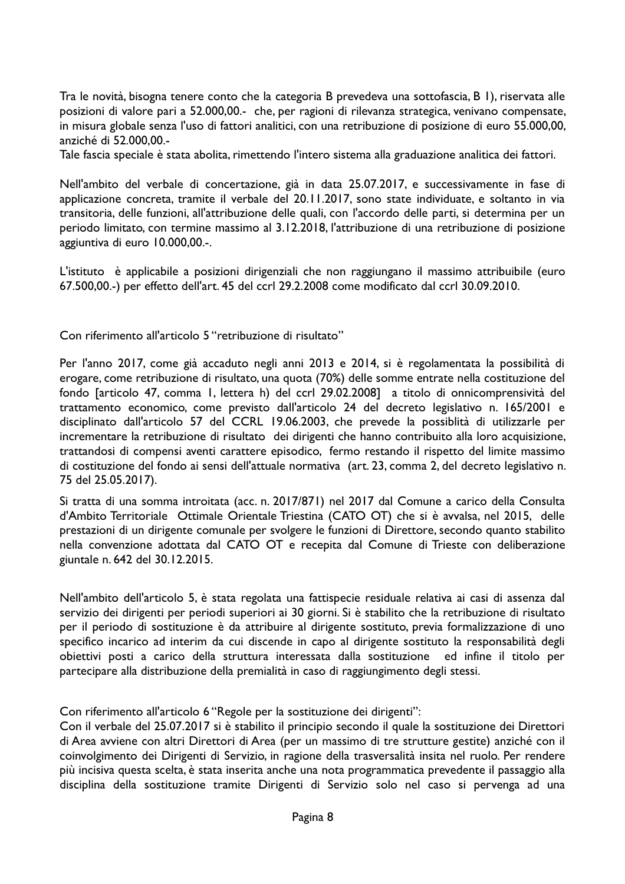Tra le novità, bisogna tenere conto che la categoria B prevedeva una sottofascia, B 1), riservata alle posizioni di valore pari a 52.000,00.- che, per ragioni di rilevanza strategica, venivano compensate, in misura globale senza l'uso di fattori analitici, con una retribuzione di posizione di euro 55.000,00, anziché di 52.000,00.-
Tale fascia speciale è stata abolita, rimettendo l'intero sistema alla graduazione analitica dei fattori.

Nell'ambito del verbale di concertazione, già in data 25.07.2017, e successivamente in fase di applicazione concreta, tramite il verbale del 20.11.2017, sono state individuate, e soltanto in via transitoria, delle funzioni, all'attribuzione delle quali, con l'accordo delle parti, si determina per un periodo limitato, con termine massimo al 3.12.2018, l'attribuzione di una retribuzione di posizione aggiuntiva di euro 10.000,00.-.

L'istituto è applicabile a posizioni dirigenziali che non raggiungano il massimo attribuibile (euro 67.500,00.-) per effetto dell'art. 45 del ccrl 29.2.2008 come modificato dal ccrl 30.09.2010.

Con riferimento all'articolo 5 "retribuzione di risultato"

Per l'anno 2017, come già accaduto negli anni 2013 e 2014, si è regolamentata la possibilità di erogare, come retribuzione di risultato, una quota (70%) delle somme entrate nella costituzione del fondo [articolo 47, comma 1, lettera h) del ccrl 29.02.2008] a titolo di onnicomprensività del trattamento economico, come previsto dall'articolo 24 del decreto legislativo n. 165/2001 e disciplinato dall'articolo 57 del CCRL 19.06.2003, che prevede la possiblità di utilizzarle per incrementare la retribuzione di risultato dei dirigenti che hanno contribuito alla loro acquisizione, trattandosi di compensi aventi carattere episodico, fermo restando il rispetto del limite massimo di costituzione del fondo ai sensi dell'attuale normativa (art. 23, comma 2, del decreto legislativo n. 75 del 25.05.2017).

Si tratta di una somma introitata (acc. n. 2017/871) nel 2017 dal Comune a carico della Consulta d'Ambito Territoriale Ottimale Orientale Triestina (CATO OT) che si è avvalsa, nel 2015, delle prestazioni di un dirigente comunale per svolgere le funzioni di Direttore, secondo quanto stabilito nella convenzione adottata dal CATO OT e recepita dal Comune di Trieste con deliberazione giuntale n. 642 del 30.12.2015.

Nell'ambito dell'articolo 5, è stata regolata una fattispecie residuale relativa ai casi di assenza dal servizio dei dirigenti per periodi superiori ai 30 giorni. Si è stabilito che la retribuzione di risultato per il periodo di sostituzione è da attribuire al dirigente sostituto, previa formalizzazione di uno specifico incarico ad interim da cui discende in capo al dirigente sostituto la responsabilità degli obiettivi posti a carico della struttura interessata dalla sostituzione ed infine il titolo per partecipare alla distribuzione della premialità in caso di raggiungimento degli stessi.

Con riferimento all'articolo 6 "Regole per la sostituzione dei dirigenti":
Con il verbale del 25.07.2017 si è stabilito il principio secondo il quale la sostituzione dei Direttori di Area avviene con altri Direttori di Area (per un massimo di tre strutture gestite) anziché con il coinvolgimento dei Dirigenti di Servizio, in ragione della trasversalità insita nel ruolo. Per rendere più incisiva questa scelta, è stata inserita anche una nota programmatica prevedente il passaggio alla disciplina della sostituzione tramite Dirigenti di Servizio solo nel caso si pervenga ad una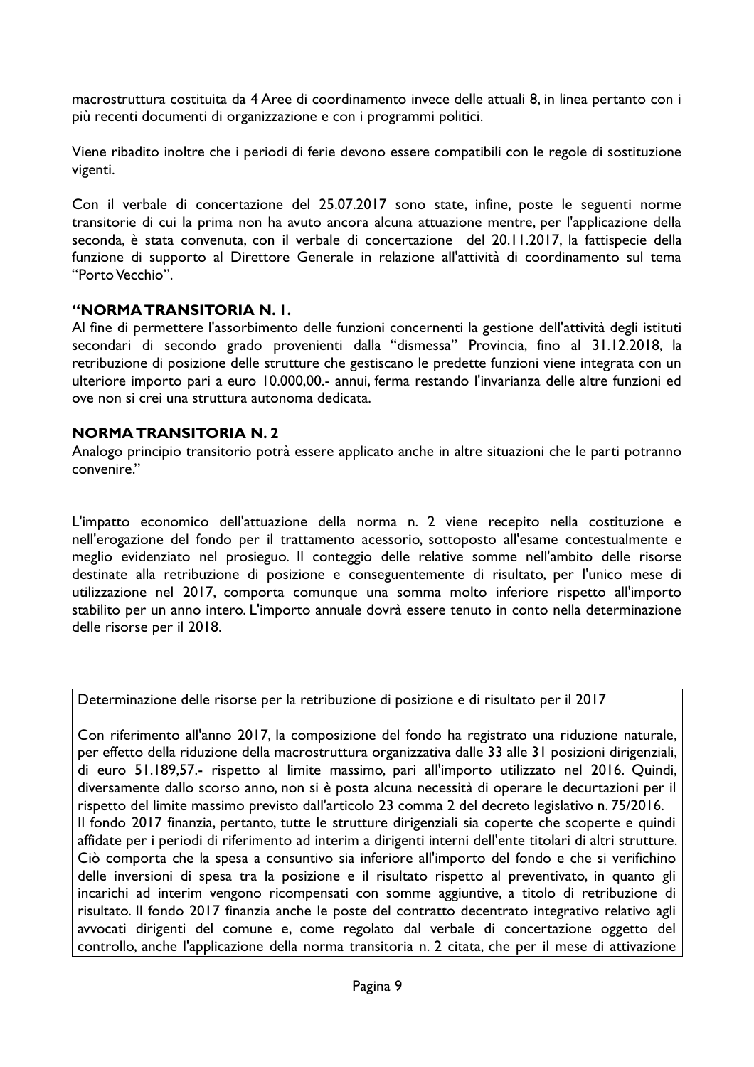macrostruttura costituita da 4 Aree di coordinamento invece delle attuali 8, in linea pertanto con i più recenti documenti di organizzazione e con i programmi politici.

Viene ribadito inoltre che i periodi di ferie devono essere compatibili con le regole di sostituzione vigenti.

Con il verbale di concertazione del 25.07.2017 sono state, infine, poste le seguenti norme transitorie di cui la prima non ha avuto ancora alcuna attuazione mentre, per l'applicazione della seconda, è stata convenuta, con il verbale di concertazione del 20.11.2017, la fattispecie della funzione di supporto al Direttore Generale in relazione all'attività di coordinamento sul tema "Porto Vecchio".

**"NORMA TRANSITORIA N. 1.**

Al fine di permettere l'assorbimento delle funzioni concernenti la gestione dell'attività degli istituti secondari di secondo grado provenienti dalla "dismessa" Provincia, fino al 31.12.2018, la retribuzione di posizione delle strutture che gestiscano le predette funzioni viene integrata con un ulteriore importo pari a euro 10.000,00.- annui, ferma restando l'invarianza delle altre funzioni ed ove non si crei una struttura autonoma dedicata.

**NORMA TRANSITORIA N. 2**

Analogo principio transitorio potrà essere applicato anche in altre situazioni che le parti potranno convenire."

L'impatto economico dell'attuazione della norma n. 2 viene recepito nella costituzione e nell'erogazione del fondo per il trattamento acessorio, sottoposto all'esame contestualmente e meglio evidenziato nel prosieguo. Il conteggio delle relative somme nell'ambito delle risorse destinate alla retribuzione di posizione e conseguentemente di risultato, per l'unico mese di utilizzazione nel 2017, comporta comunque una somma molto inferiore rispetto all'importo stabilito per un anno intero. L'importo annuale dovrà essere tenuto in conto nella determinazione delle risorse per il 2018.

Determinazione delle risorse per la retribuzione di posizione e di risultato per il 2017

Con riferimento all'anno 2017, la composizione del fondo ha registrato una riduzione naturale, per effetto della riduzione della macrostruttura organizzativa dalle 33 alle 31 posizioni dirigenziali, di euro 51.189,57.- rispetto al limite massimo, pari all'importo utilizzato nel 2016. Quindi, diversamente dallo scorso anno, non si è posta alcuna necessità di operare le decurtazioni per il rispetto del limite massimo previsto dall'articolo 23 comma 2 del decreto legislativo n. 75/2016.
Il fondo 2017 finanzia, pertanto, tutte le strutture dirigenziali sia coperte che scoperte e quindi affidate per i periodi di riferimento ad interim a dirigenti interni dell'ente titolari di altri strutture. Ciò comporta che la spesa a consuntivo sia inferiore all'importo del fondo e che si verifichino delle inversioni di spesa tra la posizione e il risultato rispetto al preventivato, in quanto gli incarichi ad interim vengono ricompensati con somme aggiuntive, a titolo di retribuzione di risultato. Il fondo 2017 finanzia anche le poste del contratto decentrato integrativo relativo agli avvocati dirigenti del comune e, come regolato dal verbale di concertazione oggetto del controllo, anche l'applicazione della norma transitoria n. 2 citata, che per il mese di attivazione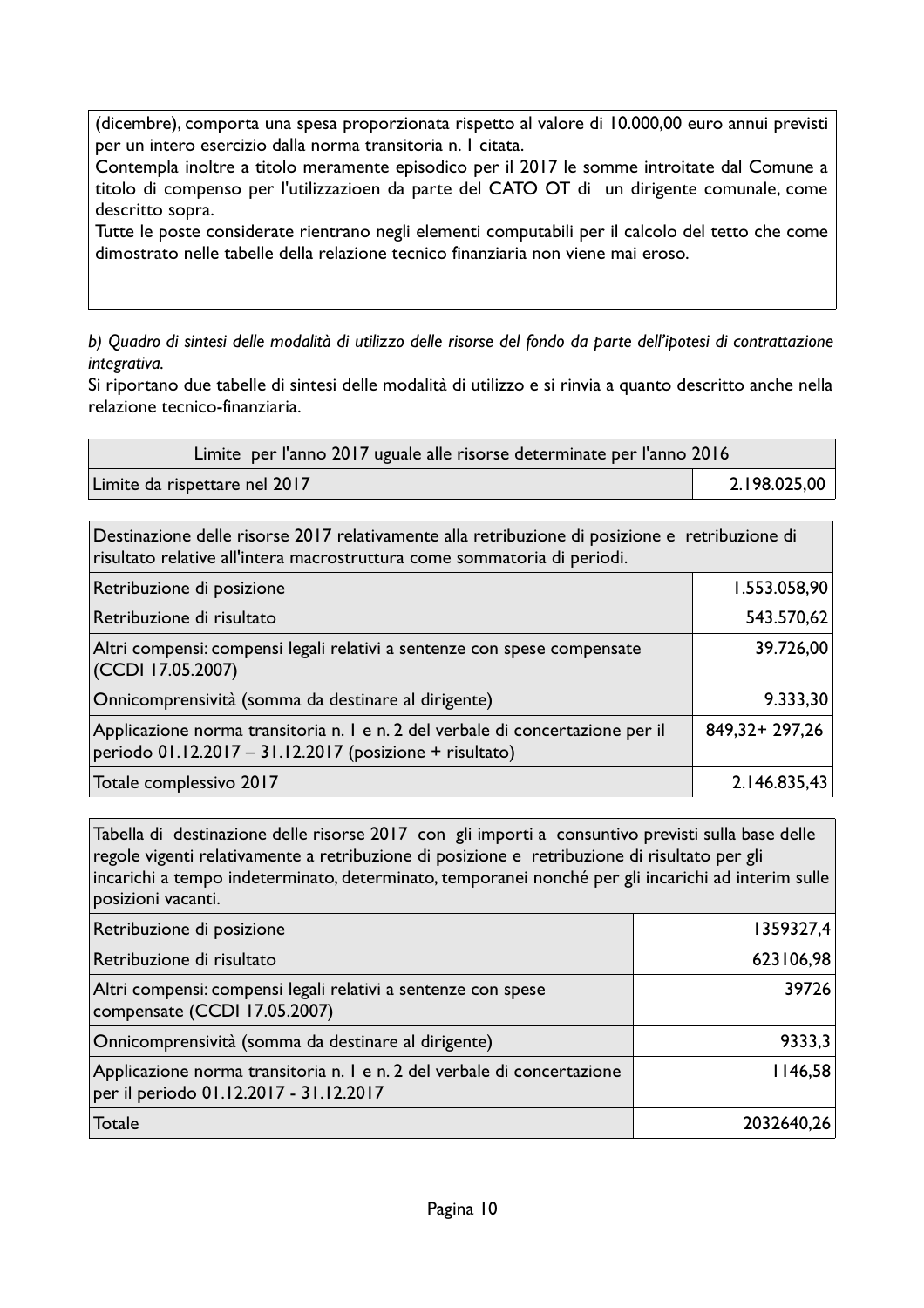(dicembre), comporta una spesa proporzionata rispetto al valore di 10.000,00 euro annui previsti per un intero esercizio dalla norma transitoria n. 1 citata.
Contempla inoltre a titolo meramente episodico per il 2017 le somme introitate dal Comune a titolo di compenso per l'utilizzazioen da parte del CATO OT di un dirigente comunale, come descritto sopra.
Tutte le poste considerate rientrano negli elementi computabili per il calcolo del tetto che come dimostrato nelle tabelle della relazione tecnico finanziaria non viene mai eroso.

*b) Quadro di sintesi delle modalità di utilizzo delle risorse del fondo da parte dell'ipotesi di contrattazione integrativa.*

Si riportano due tabelle di sintesi delle modalità di utilizzo e si rinvia a quanto descritto anche nella relazione tecnico-finanziaria.

| Limite per l'anno 2017 uguale alle risorse determinate per l'anno 2016 | |
|---|---|
| Limite da rispettare nel 2017 | 2.198.025,00 |

| Destinazione delle risorse 2017 relativamente alla retribuzione di posizione e retribuzione di risultato relative all'intera macrostruttura come sommatoria di periodi. | |
|---|---|
| Retribuzione di posizione | 1.553.058,90 |
| Retribuzione di risultato | 543.570,62 |
| Altri compensi: compensi legali relativi a sentenze con spese compensate (CCDI 17.05.2007) | 39.726,00 |
| Onnicomprensività (somma da destinare al dirigente) | 9.333,30 |
| Applicazione norma transitoria n. 1 e n. 2 del verbale di concertazione per il periodo 01.12.2017 – 31.12.2017 (posizione + risultato) | 849,32+ 297,26 |
| Totale complessivo 2017 | 2.146.835,43 |

| Tabella di destinazione delle risorse 2017 con gli importi a consuntivo previsti sulla base delle regole vigenti relativamente a retribuzione di posizione e retribuzione di risultato per gli incarichi a tempo indeterminato, determinato, temporanei nonché per gli incarichi ad interim sulle posizioni vacanti. | |
|---|---|
| Retribuzione di posizione | 1359327,4 |
| Retribuzione di risultato | 623106,98 |
| Altri compensi: compensi legali relativi a sentenze con spese compensate (CCDI 17.05.2007) | 39726 |
| Onnicomprensività (somma da destinare al dirigente) | 9333,3 |
| Applicazione norma transitoria n. 1 e n. 2 del verbale di concertazione per il periodo 01.12.2017 - 31.12.2017 | 1146,58 |
| Totale | 2032640,26 |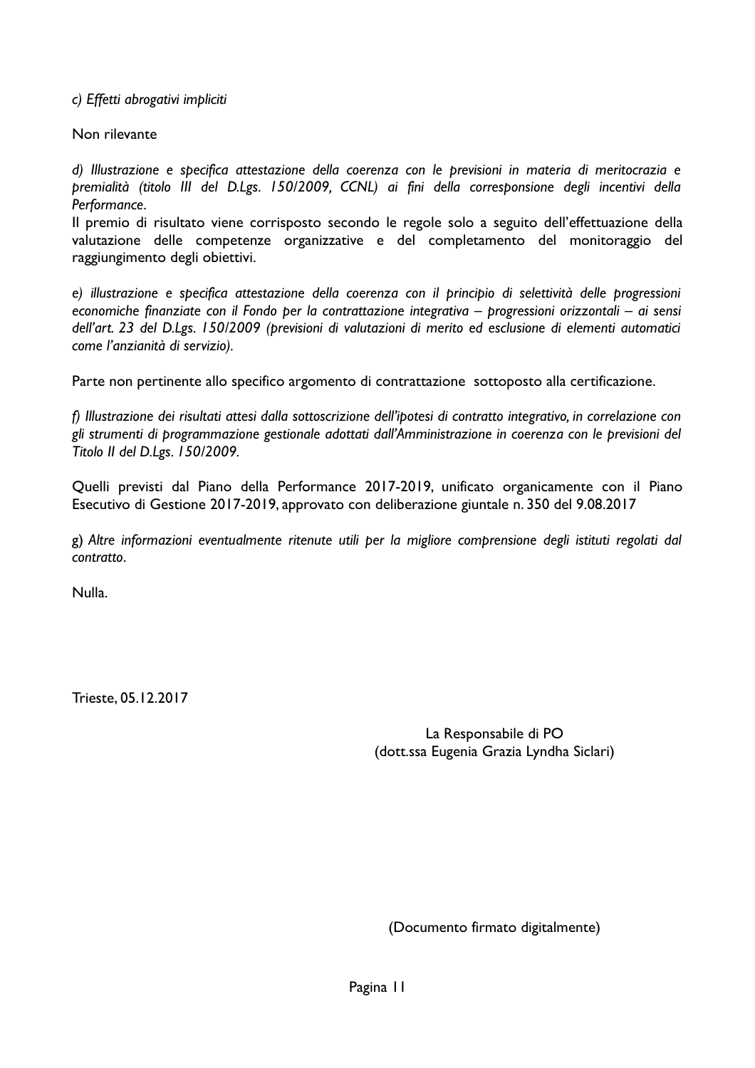*c) Effetti abrogativi impliciti*

Non rilevante

*d) Illustrazione e specifica attestazione della coerenza con le previsioni in materia di meritocrazia e premialità (titolo III del D.Lgs. 150/2009, CCNL) ai fini della corresponsione degli incentivi della Performance.*

Il premio di risultato viene corrisposto secondo le regole solo a seguito dell'effettuazione della valutazione delle competenze organizzative e del completamento del monitoraggio del raggiungimento degli obiettivi.

*e) illustrazione e specifica attestazione della coerenza con il principio di selettività delle progressioni economiche finanziate con il Fondo per la contrattazione integrativa – progressioni orizzontali – ai sensi dell'art. 23 del D.Lgs. 150/2009 (previsioni di valutazioni di merito ed esclusione di elementi automatici come l'anzianità di servizio).*

Parte non pertinente allo specifico argomento di contrattazione sottoposto alla certificazione.

*f) Illustrazione dei risultati attesi dalla sottoscrizione dell'ipotesi di contratto integrativo, in correlazione con gli strumenti di programmazione gestionale adottati dall'Amministrazione in coerenza con le previsioni del Titolo II del D.Lgs. 150/2009.*

Quelli previsti dal Piano della Performance 2017-2019, unificato organicamente con il Piano Esecutivo di Gestione 2017-2019, approvato con deliberazione giuntale n. 350 del 9.08.2017

g) *Altre informazioni eventualmente ritenute utili per la migliore comprensione degli istituti regolati dal contratto.*

Nulla.

Trieste, 05.12.2017

La Responsabile di PO
(dott.ssa Eugenia Grazia Lyndha Siclari)

(Documento firmato digitalmente)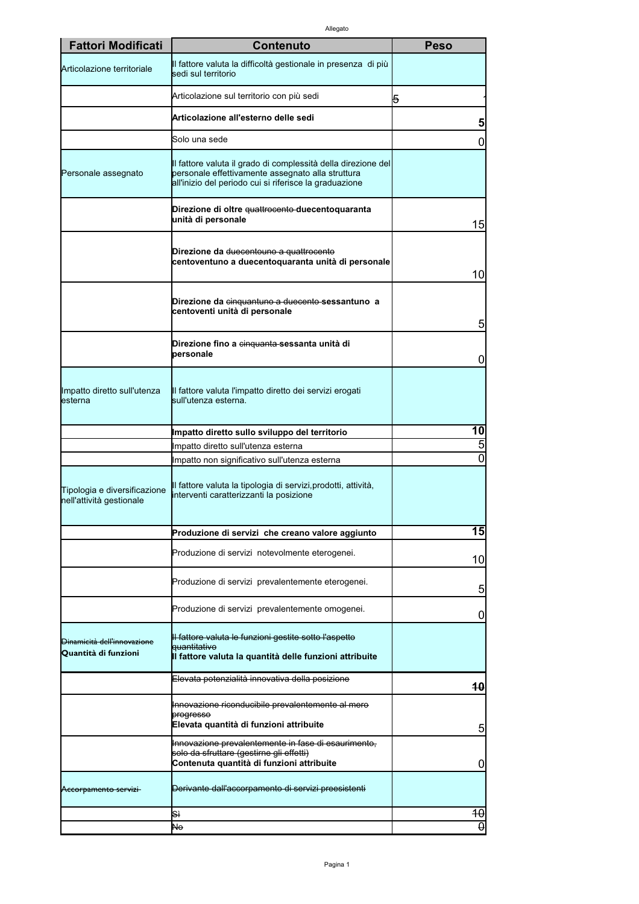Allegato

| Fattori Modificati | Contenuto | Peso |
|---|---|---|
| Articolazione territoriale | Il fattore valuta la difficoltà gestionale in presenza di più sedi sul territorio | |
| | Articolazione sul territorio con più sedi | ~~5~~ |
| | **Articolazione all'esterno delle sedi** | **5** |
| | Solo una sede | 0 |
| Personale assegnato | Il fattore valuta il grado di complessità della direzione del personale effettivamente assegnato alla struttura all'inizio del periodo cui si riferisce la graduazione | |
| | **Direzione di oltre** ~~quattrocento~~ **duecentoquaranta unità di personale** | 15 |
| | **Direzione da** ~~duecentouno a quattrocento~~ **centoventuno a duecentoquaranta unità di personale** | 10 |
| | **Direzione da** ~~cinquantuno a duecento~~ **sessantuno a centoventi unità di personale** | 5 |
| | **Direzione fino a** ~~cinquanta~~ **sessanta unità di personale** | 0 |
| Impatto diretto sull'utenza esterna | Il fattore valuta l'impatto diretto dei servizi erogati sull'utenza esterna. | |
| | **Impatto diretto sullo sviluppo del territorio** | **10** |
| | Impatto diretto sull'utenza esterna | 5 |
| | Impatto non significativo sull'utenza esterna | 0 |
| Tipologia e diversificazione nell'attività gestionale | Il fattore valuta la tipologia di servizi,prodotti, attività, interventi caratterizzanti la posizione | |
| | **Produzione di servizi che creano valore aggiunto** | **15** |
| | Produzione di servizi notevolmente eterogenei. | 10 |
| | Produzione di servizi prevalentemente eterogenei. | 5 |
| | Produzione di servizi prevalentemente omogenei. | 0 |
| ~~Dinamicità dell'innovazione~~ **Quantità di funzioni** | ~~Il fattore valuta le funzioni gestite sotto l'aspetto quantitativo~~ **Il fattore valuta la quantità delle funzioni attribuite** | |
| | ~~Elevata potenzialità innovativa della posizione~~ | ~~**10**~~ |
| | ~~Innovazione riconducibile prevalentemente al mero progresso~~ **Elevata quantità di funzioni attribuite** | 5 |
| | ~~Innovazione prevalentemente in fase di esaurimento, solo da sfruttare (gestirne gli effetti)~~ **Contenuta quantità di funzioni attribuite** | 0 |
| ~~Accorpamento servizi~~ | ~~Derivante dall'accorpamento di servizi preesistenti~~ | |
| | ~~Sì~~ | ~~10~~ |
| | ~~No~~ | ~~0~~ |